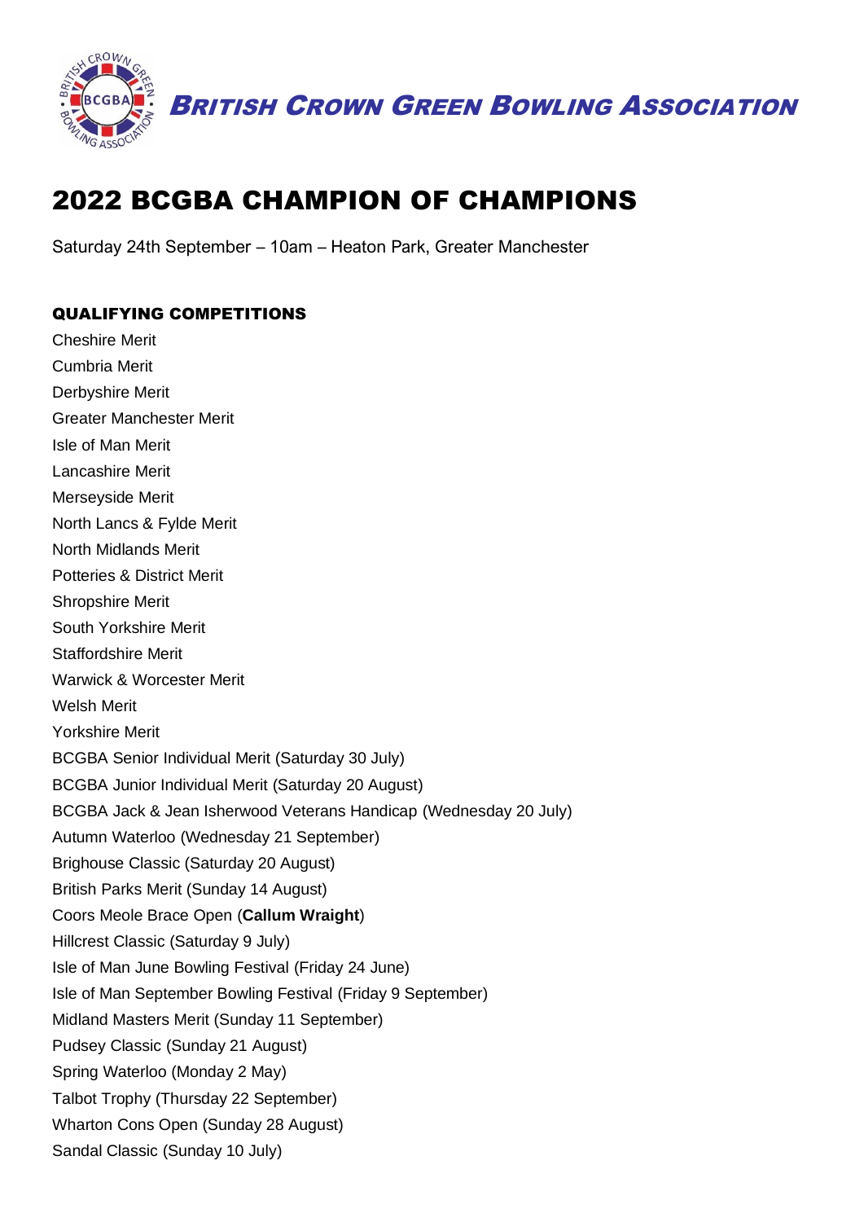**BRITISH CROWN GREEN BOWLING ASSOCIATION**

# 2022 BCGBA CHAMPION OF CHAMPIONS

Saturday 24th September – 10am – Heaton Park, Greater Manchester

## QUALIFYING COMPETITIONS

Cheshire Merit
Cumbria Merit
Derbyshire Merit
Greater Manchester Merit
Isle of Man Merit
Lancashire Merit
Merseyside Merit
North Lancs & Fylde Merit
North Midlands Merit
Potteries & District Merit
Shropshire Merit
South Yorkshire Merit
Staffordshire Merit
Warwick & Worcester Merit
Welsh Merit
Yorkshire Merit
BCGBA Senior Individual Merit (Saturday 30 July)
BCGBA Junior Individual Merit (Saturday 20 August)
BCGBA Jack & Jean Isherwood Veterans Handicap (Wednesday 20 July)
Autumn Waterloo (Wednesday 21 September)
Brighouse Classic (Saturday 20 August)
British Parks Merit (Sunday 14 August)
Coors Meole Brace Open (**Callum Wraight**)
Hillcrest Classic (Saturday 9 July)
Isle of Man June Bowling Festival (Friday 24 June)
Isle of Man September Bowling Festival (Friday 9 September)
Midland Masters Merit (Sunday 11 September)
Pudsey Classic (Sunday 21 August)
Spring Waterloo (Monday 2 May)
Talbot Trophy (Thursday 22 September)
Wharton Cons Open (Sunday 28 August)
Sandal Classic (Sunday 10 July)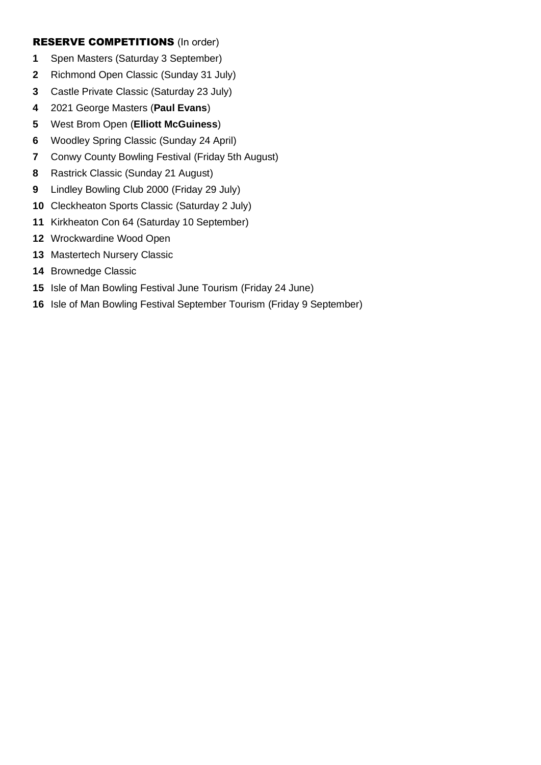## RESERVE COMPETITIONS (In order)

1. Spen Masters (Saturday 3 September)
2. Richmond Open Classic (Sunday 31 July)
3. Castle Private Classic (Saturday 23 July)
4. 2021 George Masters (**Paul Evans**)
5. West Brom Open (**Elliott McGuiness**)
6. Woodley Spring Classic (Sunday 24 April)
7. Conwy County Bowling Festival (Friday 5th August)
8. Rastrick Classic (Sunday 21 August)
9. Lindley Bowling Club 2000 (Friday 29 July)
10. Cleckheaton Sports Classic (Saturday 2 July)
11. Kirkheaton Con 64 (Saturday 10 September)
12. Wrockwardine Wood Open
13. Mastertech Nursery Classic
14. Brownedge Classic
15. Isle of Man Bowling Festival June Tourism (Friday 24 June)
16. Isle of Man Bowling Festival September Tourism (Friday 9 September)